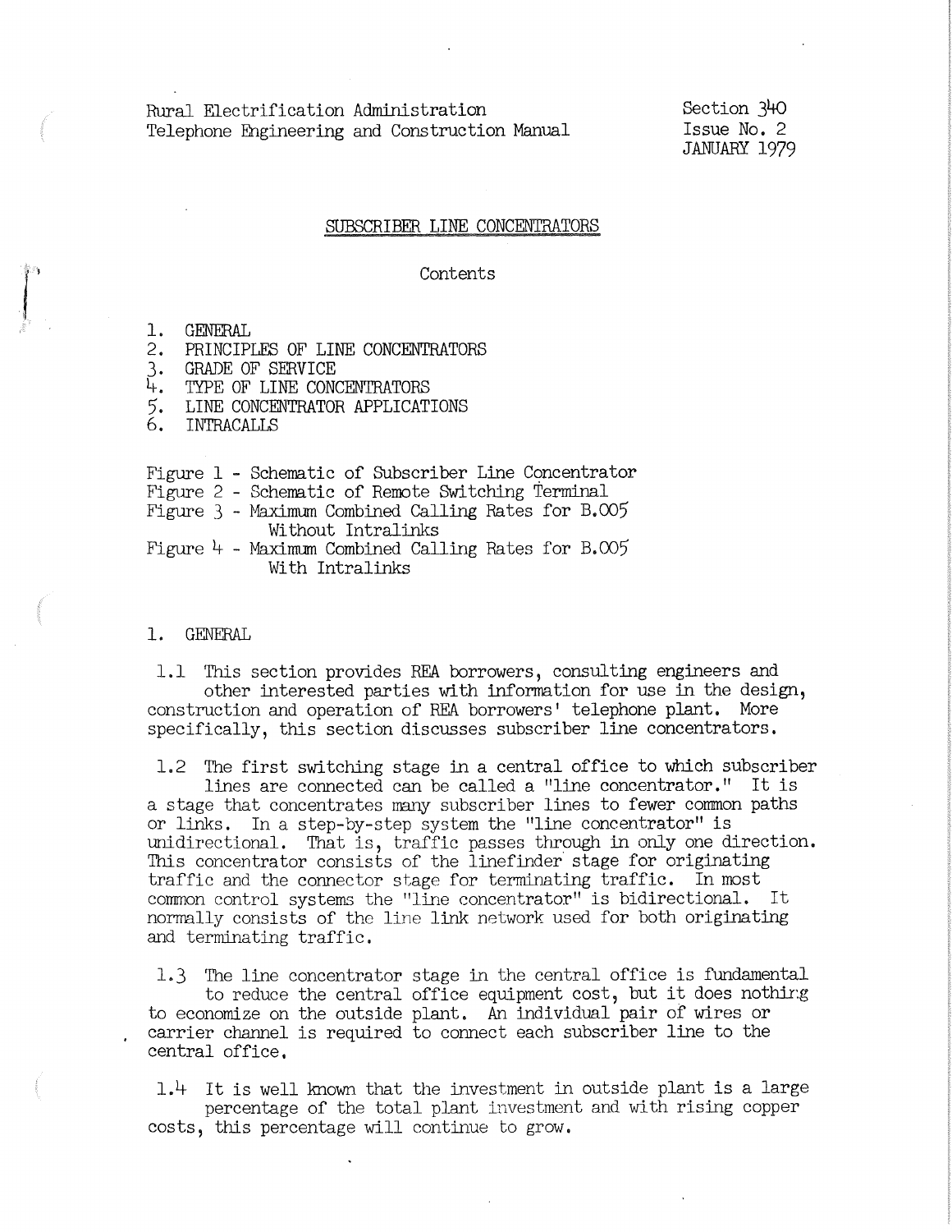Rural Electrification Administration
Telephone Engineering and Construction Manual

Section 340
Issue No. 2
JANUARY 1979

# SUBSCRIBER LINE CONCENTRATORS

Contents

1. GENERAL
2. PRINCIPLES OF LINE CONCENTRATORS
3. GRADE OF SERVICE
4. TYPE OF LINE CONCENTRATORS
5. LINE CONCENTRATOR APPLICATIONS
6. INTRACALLS

Figure 1 - Schematic of Subscriber Line Concentrator
Figure 2 - Schematic of Remote Switching Terminal
Figure 3 - Maximum Combined Calling Rates for B.005 Without Intralinks
Figure 4 - Maximum Combined Calling Rates for B.005 With Intralinks

## 1. GENERAL

1.1 This section provides REA borrowers, consulting engineers and other interested parties with information for use in the design, construction and operation of REA borrowers' telephone plant. More specifically, this section discusses subscriber line concentrators.

1.2 The first switching stage in a central office to which subscriber lines are connected can be called a "line concentrator." It is a stage that concentrates many subscriber lines to fewer common paths or links. In a step-by-step system the "line concentrator" is unidirectional. That is, traffic passes through in only one direction. This concentrator consists of the linefinder stage for originating traffic and the connector stage for terminating traffic. In most common control systems the "line concentrator" is bidirectional. It normally consists of the line link network used for both originating and terminating traffic.

1.3 The line concentrator stage in the central office is fundamental to reduce the central office equipment cost, but it does nothing to economize on the outside plant. An individual pair of wires or carrier channel is required to connect each subscriber line to the central office.

1.4 It is well known that the investment in outside plant is a large percentage of the total plant investment and with rising copper costs, this percentage will continue to grow.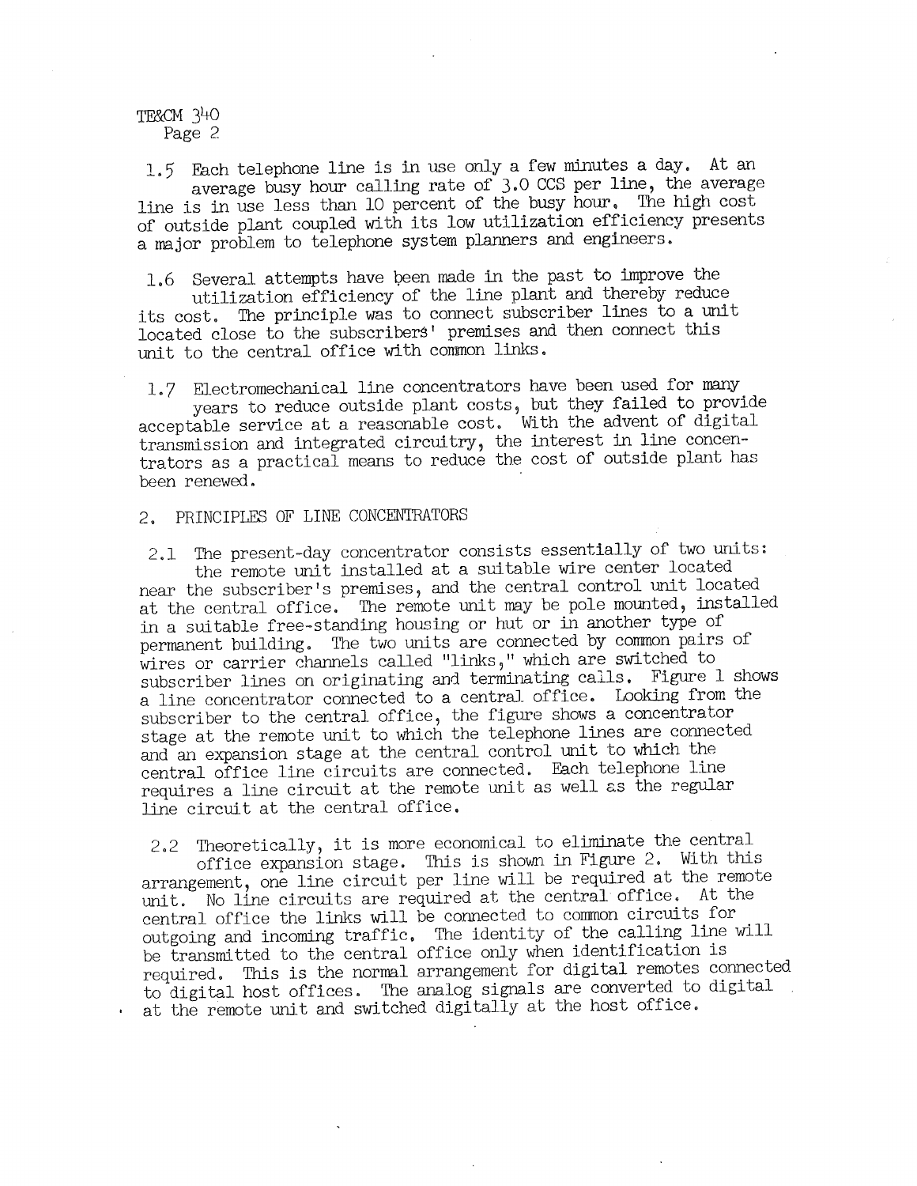1.5 Each telephone line is in use only a few minutes a day. At an average busy hour calling rate of 3.0 CCS per line, the average line is in use less than 10 percent of the busy hour. The high cost of outside plant coupled with its low utilization efficiency presents a major problem to telephone system planners and engineers.

1.6 Several attempts have been made in the past to improve the utilization efficiency of the line plant and thereby reduce its cost. The principle was to connect subscriber lines to a unit located close to the subscribers' premises and then connect this unit to the central office with common links.

1.7 Electromechanical line concentrators have been used for many years to reduce outside plant costs, but they failed to provide acceptable service at a reasonable cost. With the advent of digital transmission and integrated circuitry, the interest in line concentrators as a practical means to reduce the cost of outside plant has been renewed.

## 2. PRINCIPLES OF LINE CONCENTRATORS

2.1 The present-day concentrator consists essentially of two units: the remote unit installed at a suitable wire center located near the subscriber's premises, and the central control unit located at the central office. The remote unit may be pole mounted, installed in a suitable free-standing housing or hut or in another type of permanent building. The two units are connected by common pairs of wires or carrier channels called "links," which are switched to subscriber lines on originating and terminating calls. Figure 1 shows a line concentrator connected to a central office. Looking from the subscriber to the central office, the figure shows a concentrator stage at the remote unit to which the telephone lines are connected and an expansion stage at the central control unit to which the central office line circuits are connected. Each telephone line requires a line circuit at the remote unit as well as the regular line circuit at the central office.

2.2 Theoretically, it is more economical to eliminate the central office expansion stage. This is shown in Figure 2. With this arrangement, one line circuit per line will be required at the remote unit. No line circuits are required at the central office. At the central office the links will be connected to common circuits for outgoing and incoming traffic. The identity of the calling line will be transmitted to the central office only when identification is required. This is the normal arrangement for digital remotes connected to digital host offices. The analog signals are converted to digital at the remote unit and switched digitally at the host office.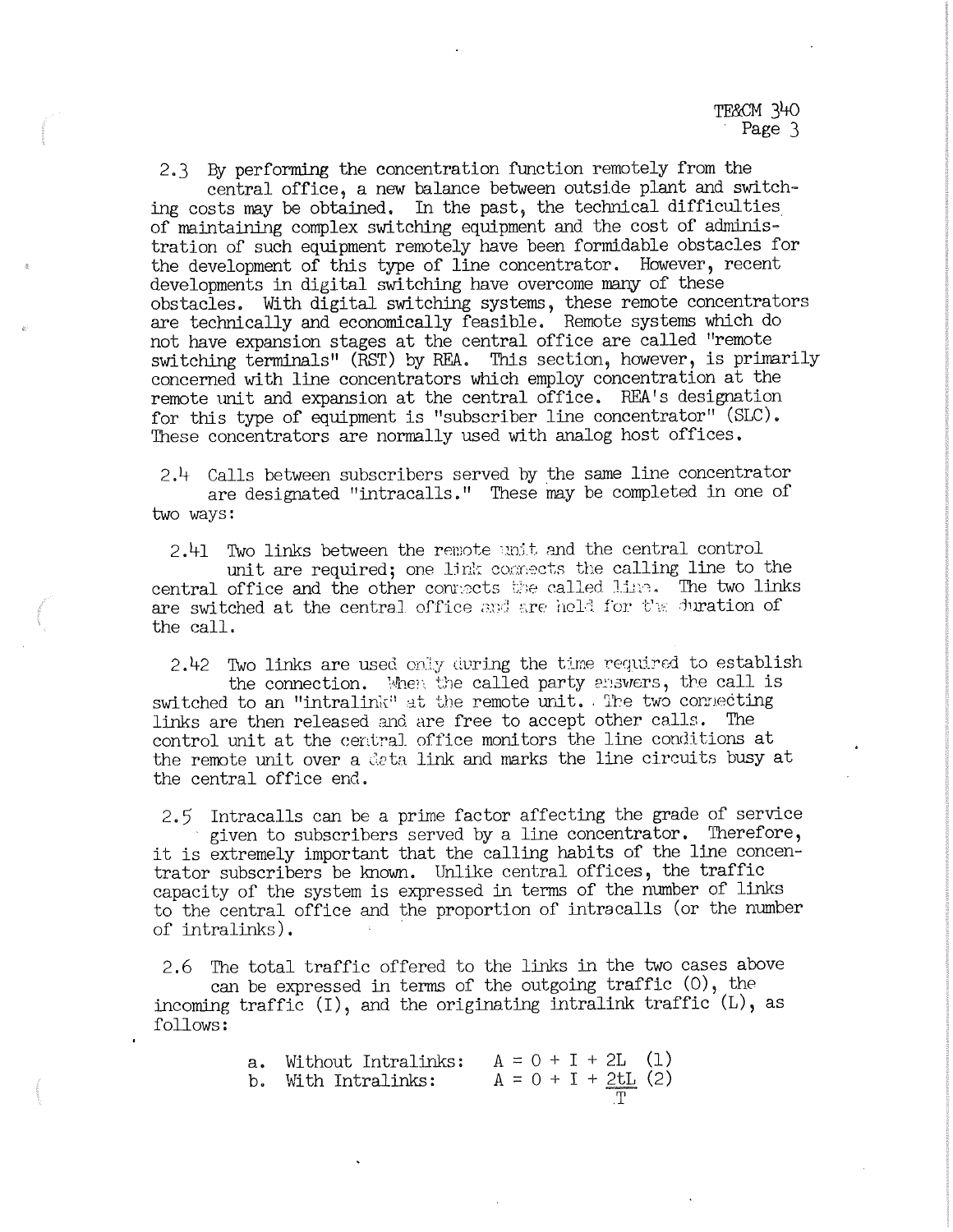2.3 By performing the concentration function remotely from the central office, a new balance between outside plant and switching costs may be obtained. In the past, the technical difficulties of maintaining complex switching equipment and the cost of administration of such equipment remotely have been formidable obstacles for the development of this type of line concentrator. However, recent developments in digital switching have overcome many of these obstacles. With digital switching systems, these remote concentrators are technically and economically feasible. Remote systems which do not have expansion stages at the central office are called "remote switching terminals" (RST) by REA. This section, however, is primarily concerned with line concentrators which employ concentration at the remote unit and expansion at the central office. REA's designation for this type of equipment is "subscriber line concentrator" (SLC). These concentrators are normally used with analog host offices.

2.4 Calls between subscribers served by the same line concentrator are designated "intracalls." These may be completed in one of two ways:

2.41 Two links between the remote unit and the central control unit are required; one link connects the calling line to the central office and the other connects the called line. The two links are switched at the central office and are held for the duration of the call.

2.42 Two links are used only during the time required to establish the connection. When the called party answers, the call is switched to an "intralink" at the remote unit. The two connecting links are then released and are free to accept other calls. The control unit at the central office monitors the line conditions at the remote unit over a data link and marks the line circuits busy at the central office end.

2.5 Intracalls can be a prime factor affecting the grade of service given to subscribers served by a line concentrator. Therefore, it is extremely important that the calling habits of the line concentrator subscribers be known. Unlike central offices, the traffic capacity of the system is expressed in terms of the number of links to the central office and the proportion of intracalls (or the number of intralinks).

2.6 The total traffic offered to the links in the two cases above can be expressed in terms of the outgoing traffic (O), the incoming traffic (I), and the originating intralink traffic (L), as follows:

a. Without Intralinks: $A = O + I + 2L$ (1)

b. With Intralinks: $A = O + I + \frac{2tL}{T}$ (2)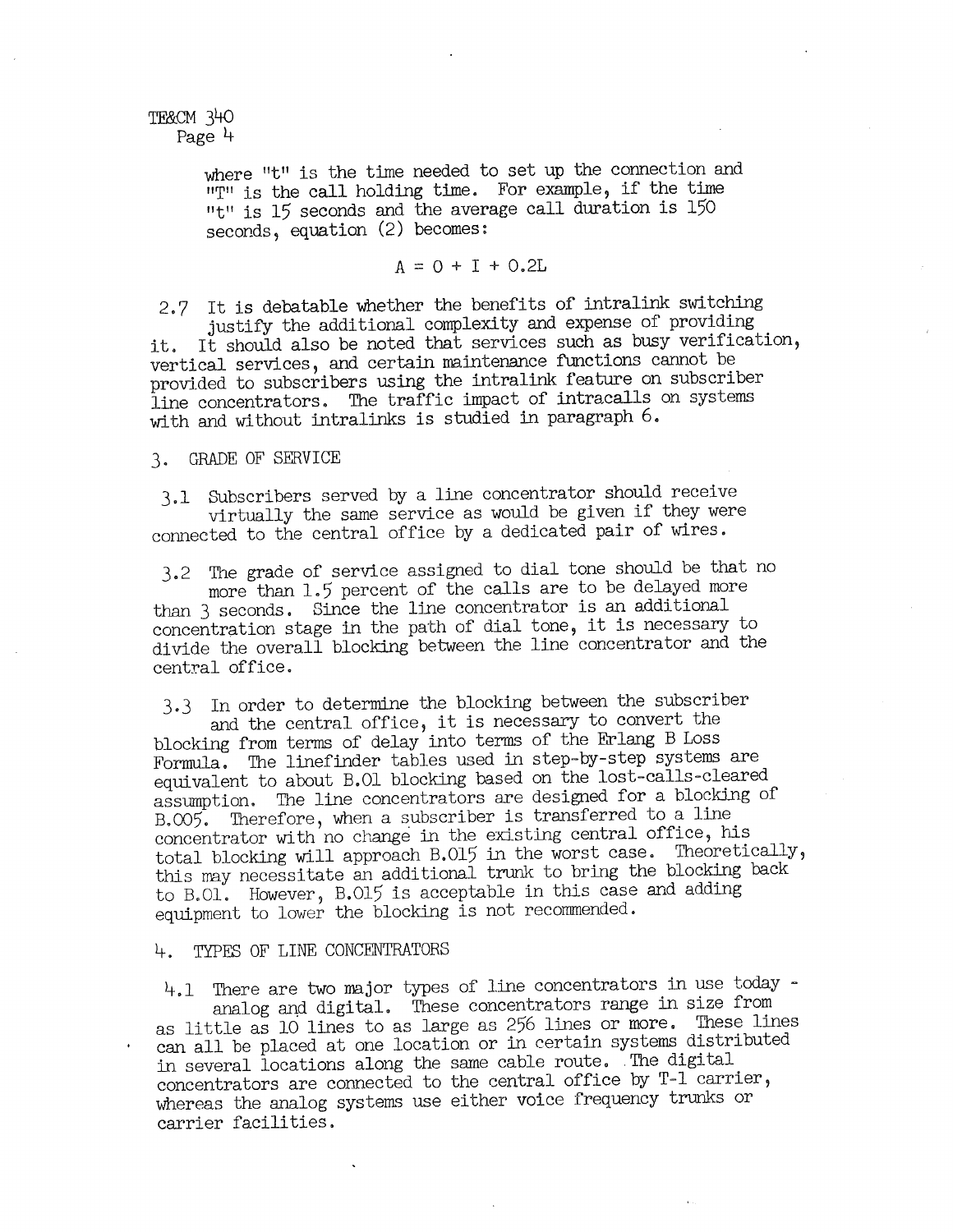where "t" is the time needed to set up the connection and "T" is the call holding time. For example, if the time "t" is 15 seconds and the average call duration is 150 seconds, equation (2) becomes:

$$A = O + I + 0.2L$$

2.7 It is debatable whether the benefits of intralink switching justify the additional complexity and expense of providing it. It should also be noted that services such as busy verification, vertical services, and certain maintenance functions cannot be provided to subscribers using the intralink feature on subscriber line concentrators. The traffic impact of intracalls on systems with and without intralinks is studied in paragraph 6.

## 3. GRADE OF SERVICE

3.1 Subscribers served by a line concentrator should receive virtually the same service as would be given if they were connected to the central office by a dedicated pair of wires.

3.2 The grade of service assigned to dial tone should be that no more than 1.5 percent of the calls are to be delayed more than 3 seconds. Since the line concentrator is an additional concentration stage in the path of dial tone, it is necessary to divide the overall blocking between the line concentrator and the central office.

3.3 In order to determine the blocking between the subscriber and the central office, it is necessary to convert the blocking from terms of delay into terms of the Erlang B Loss Formula. The linefinder tables used in step-by-step systems are equivalent to about B.01 blocking based on the lost-calls-cleared assumption. The line concentrators are designed for a blocking of B.005. Therefore, when a subscriber is transferred to a line concentrator with no change in the existing central office, his total blocking will approach B.015 in the worst case. Theoretically, this may necessitate an additional trunk to bring the blocking back to B.01. However, B.015 is acceptable in this case and adding equipment to lower the blocking is not recommended.

## 4. TYPES OF LINE CONCENTRATORS

4.1 There are two major types of line concentrators in use today - analog and digital. These concentrators range in size from as little as 10 lines to as large as 256 lines or more. These lines can all be placed at one location or in certain systems distributed in several locations along the same cable route. The digital concentrators are connected to the central office by T-1 carrier, whereas the analog systems use either voice frequency trunks or carrier facilities.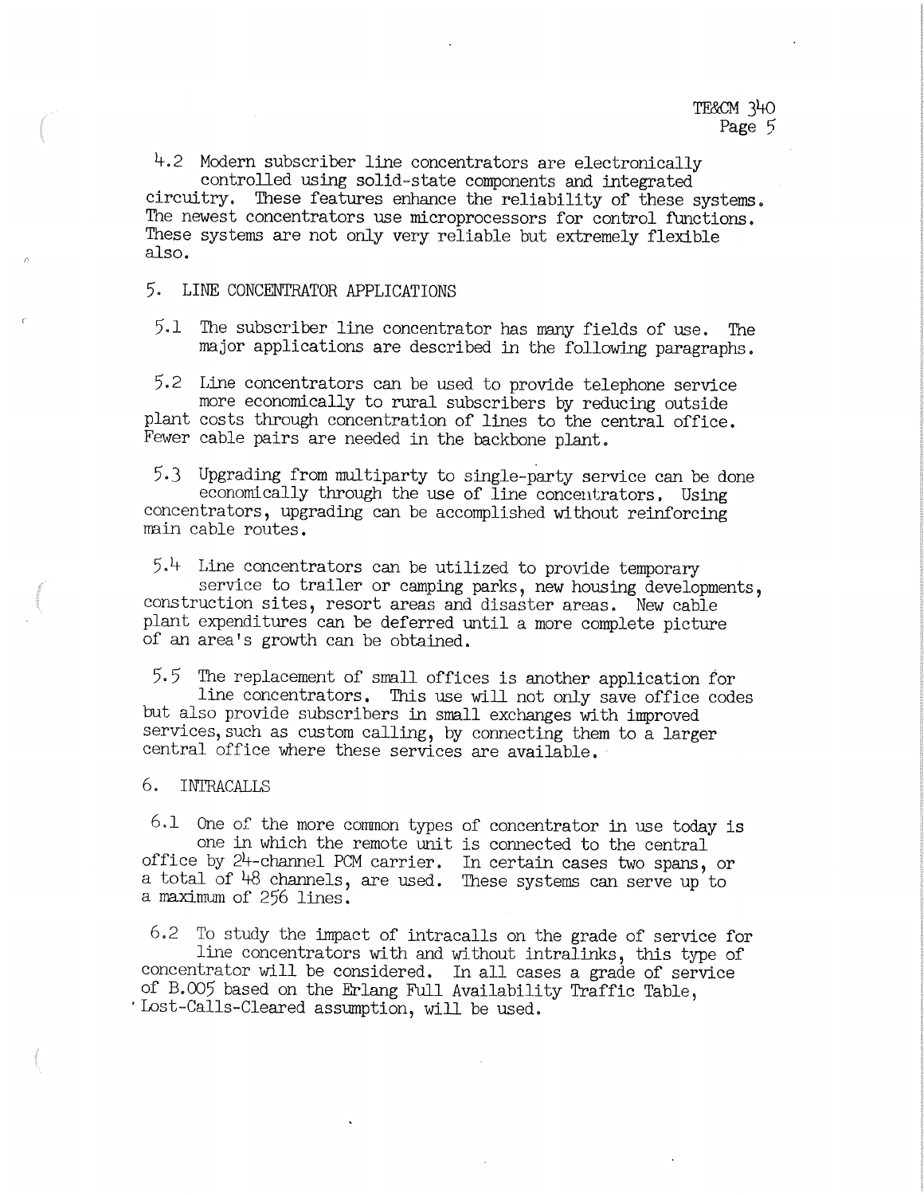4.2 Modern subscriber line concentrators are electronically controlled using solid-state components and integrated circuitry. These features enhance the reliability of these systems. The newest concentrators use microprocessors for control functions. These systems are not only very reliable but extremely flexible also.

## 5. LINE CONCENTRATOR APPLICATIONS

5.1 The subscriber line concentrator has many fields of use. The major applications are described in the following paragraphs.

5.2 Line concentrators can be used to provide telephone service more economically to rural subscribers by reducing outside plant costs through concentration of lines to the central office. Fewer cable pairs are needed in the backbone plant.

5.3 Upgrading from multiparty to single-party service can be done economically through the use of line concentrators. Using concentrators, upgrading can be accomplished without reinforcing main cable routes.

5.4 Line concentrators can be utilized to provide temporary service to trailer or camping parks, new housing developments, construction sites, resort areas and disaster areas. New cable plant expenditures can be deferred until a more complete picture of an area's growth can be obtained.

5.5 The replacement of small offices is another application for line concentrators. This use will not only save office codes but also provide subscribers in small exchanges with improved services, such as custom calling, by connecting them to a larger central office where these services are available.

## 6. INTRACALLS

6.1 One of the more common types of concentrator in use today is one in which the remote unit is connected to the central office by 24-channel PCM carrier. In certain cases two spans, or a total of 48 channels, are used. These systems can serve up to a maximum of 256 lines.

6.2 To study the impact of intracalls on the grade of service for line concentrators with and without intralinks, this type of concentrator will be considered. In all cases a grade of service of B.005 based on the Erlang Full Availability Traffic Table, Lost-Calls-Cleared assumption, will be used.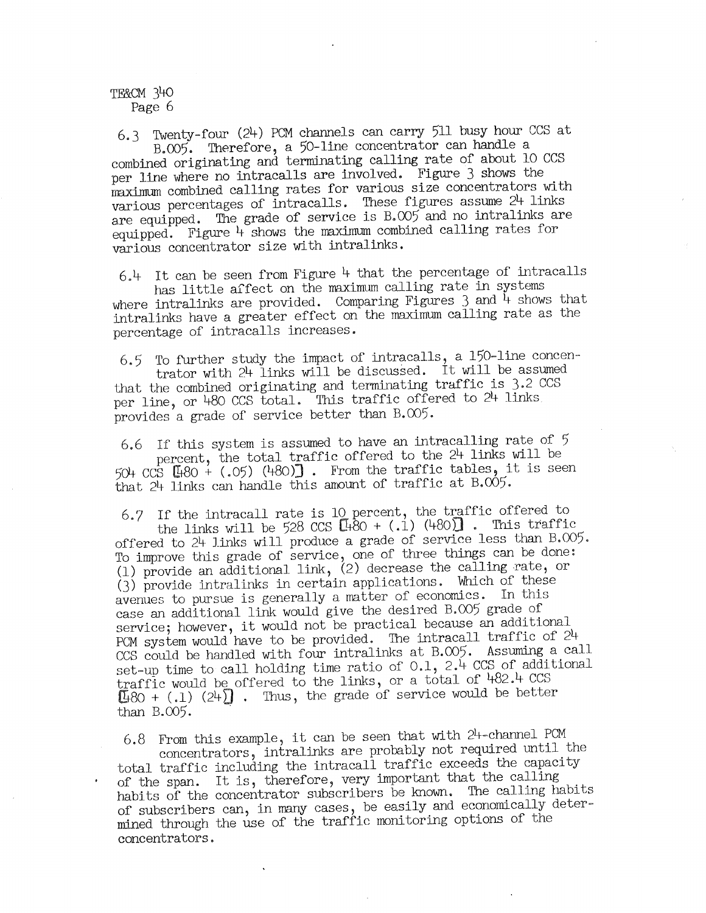6.3 Twenty-four (24) PCM channels can carry 511 busy hour CCS at B.005. Therefore, a 50-line concentrator can handle a combined originating and terminating calling rate of about 10 CCS per line where no intracalls are involved. Figure 3 shows the maximum combined calling rates for various size concentrators with various percentages of intracalls. These figures assume 24 links are equipped. The grade of service is B.005 and no intralinks are equipped. Figure 4 shows the maximum combined calling rates for various concentrator size with intralinks.

6.4 It can be seen from Figure 4 that the percentage of intracalls has little affect on the maximum calling rate in systems where intralinks are provided. Comparing Figures 3 and 4 shows that intralinks have a greater effect on the maximum calling rate as the percentage of intracalls increases.

6.5 To further study the impact of intracalls, a 150-line concentrator with 24 links will be discussed. It will be assumed that the combined originating and terminating traffic is 3.2 CCS per line, or 480 CCS total. This traffic offered to 24 links provides a grade of service better than B.005.

6.6 If this system is assumed to have an intracalling rate of 5 percent, the total traffic offered to the 24 links will be 504 CCS [480 + (.05) (480)]. From the traffic tables, it is seen that 24 links can handle this amount of traffic at B.005.

6.7 If the intracall rate is 10 percent, the traffic offered to the links will be 528 CCS [480 + (.1) (480)]. This traffic offered to 24 links will produce a grade of service less than B.005. To improve this grade of service, one of three things can be done: (1) provide an additional link, (2) decrease the calling rate, or (3) provide intralinks in certain applications. Which of these avenues to pursue is generally a matter of economics. In this case an additional link would give the desired B.005 grade of service; however, it would not be practical because an additional PCM system would have to be provided. The intracall traffic of 24 CCS could be handled with four intralinks at B.005. Assuming a call set-up time to call holding time ratio of 0.1, 2.4 CCS of additional traffic would be offered to the links, or a total of 482.4 CCS [480 + (.1) (24)]. Thus, the grade of service would be better than B.005.

6.8 From this example, it can be seen that with 24-channel PCM concentrators, intralinks are probably not required until the total traffic including the intracall traffic exceeds the capacity of the span. It is, therefore, very important that the calling habits of the concentrator subscribers be known. The calling habits of subscribers can, in many cases, be easily and economically determined through the use of the traffic monitoring options of the concentrators.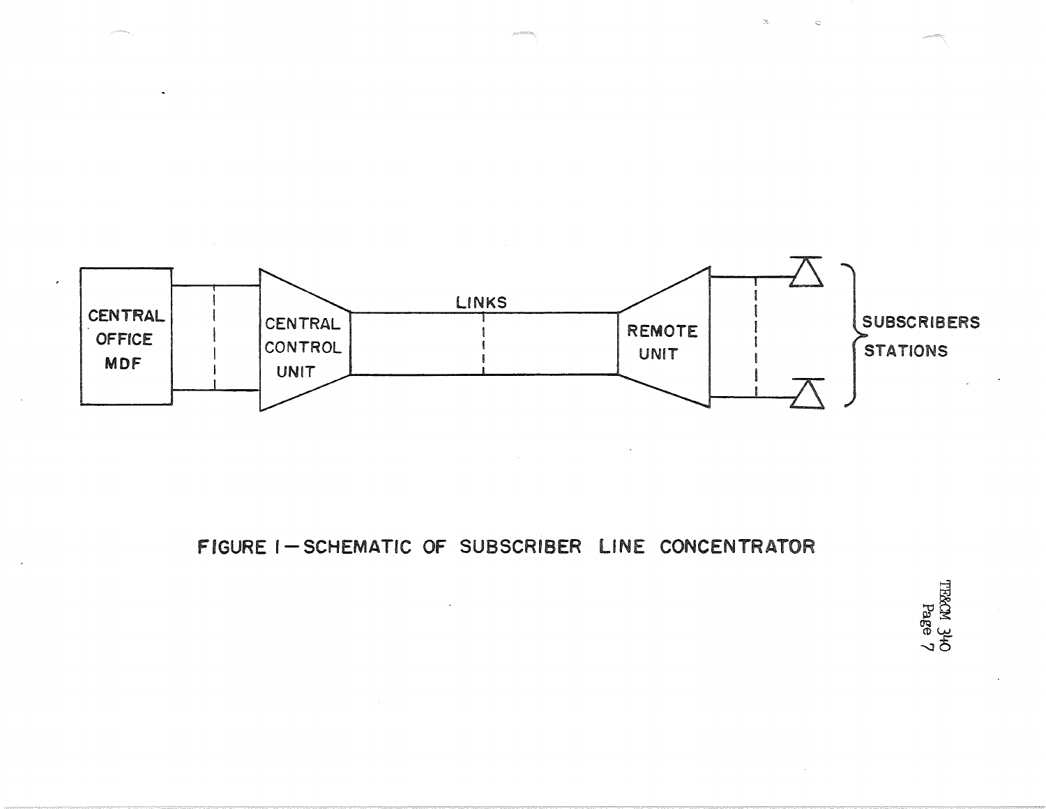CENTRAL OFFICE MDF

CENTRAL CONTROL UNIT

LINKS

REMOTE UNIT

SUBSCRIBERS STATIONS

FIGURE 1—SCHEMATIC OF SUBSCRIBER LINE CONCENTRATOR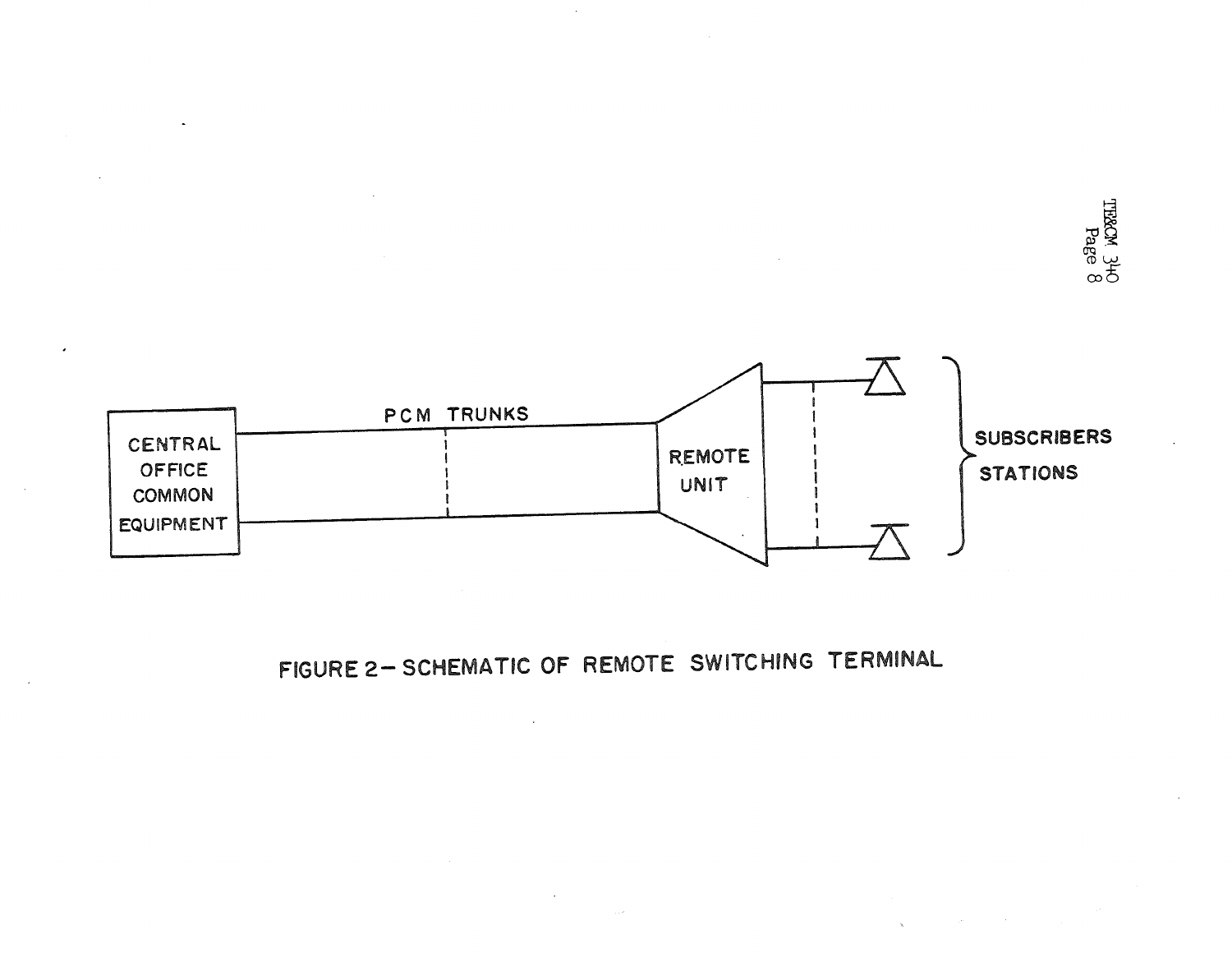FIGURE 2 – SCHEMATIC OF REMOTE SWITCHING TERMINAL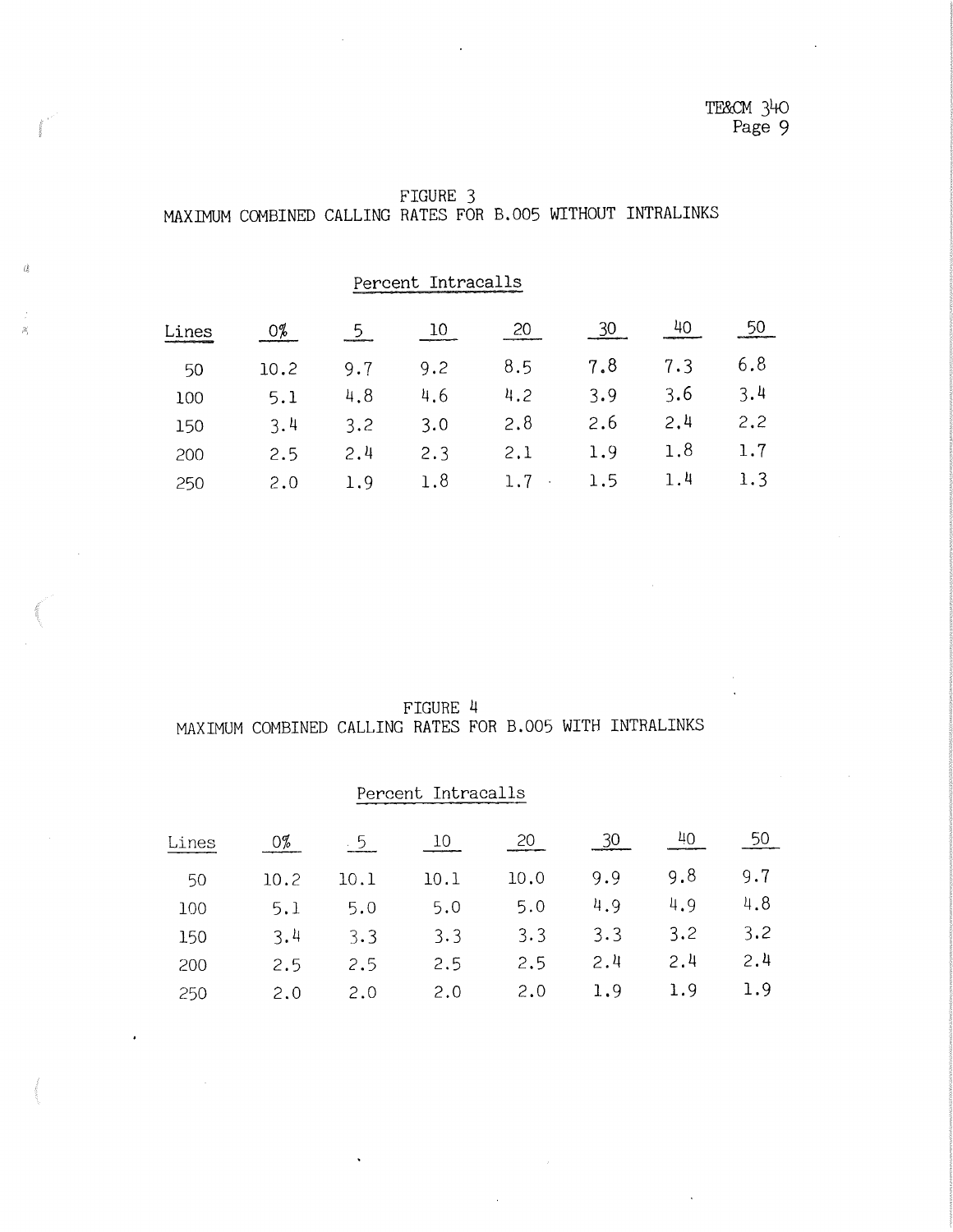FIGURE 3
MAXIMUM COMBINED CALLING RATES FOR B.005 WITHOUT INTRALINKS

Percent Intracalls

| Lines | 0% | 5 | 10 | 20 | 30 | 40 | 50 |
|---|---|---|---|---|---|---|---|
| 50 | 10.2 | 9.7 | 9.2 | 8.5 | 7.8 | 7.3 | 6.8 |
| 100 | 5.1 | 4.8 | 4.6 | 4.2 | 3.9 | 3.6 | 3.4 |
| 150 | 3.4 | 3.2 | 3.0 | 2.8 | 2.6 | 2.4 | 2.2 |
| 200 | 2.5 | 2.4 | 2.3 | 2.1 | 1.9 | 1.8 | 1.7 |
| 250 | 2.0 | 1.9 | 1.8 | 1.7 | 1.5 | 1.4 | 1.3 |

FIGURE 4
MAXIMUM COMBINED CALLING RATES FOR B.005 WITH INTRALINKS

Percent Intracalls

| Lines | 0% | 5 | 10 | 20 | 30 | 40 | 50 |
|---|---|---|---|---|---|---|---|
| 50 | 10.2 | 10.1 | 10.1 | 10.0 | 9.9 | 9.8 | 9.7 |
| 100 | 5.1 | 5.0 | 5.0 | 5.0 | 4.9 | 4.9 | 4.8 |
| 150 | 3.4 | 3.3 | 3.3 | 3.3 | 3.3 | 3.2 | 3.2 |
| 200 | 2.5 | 2.5 | 2.5 | 2.5 | 2.4 | 2.4 | 2.4 |
| 250 | 2.0 | 2.0 | 2.0 | 2.0 | 1.9 | 1.9 | 1.9 |